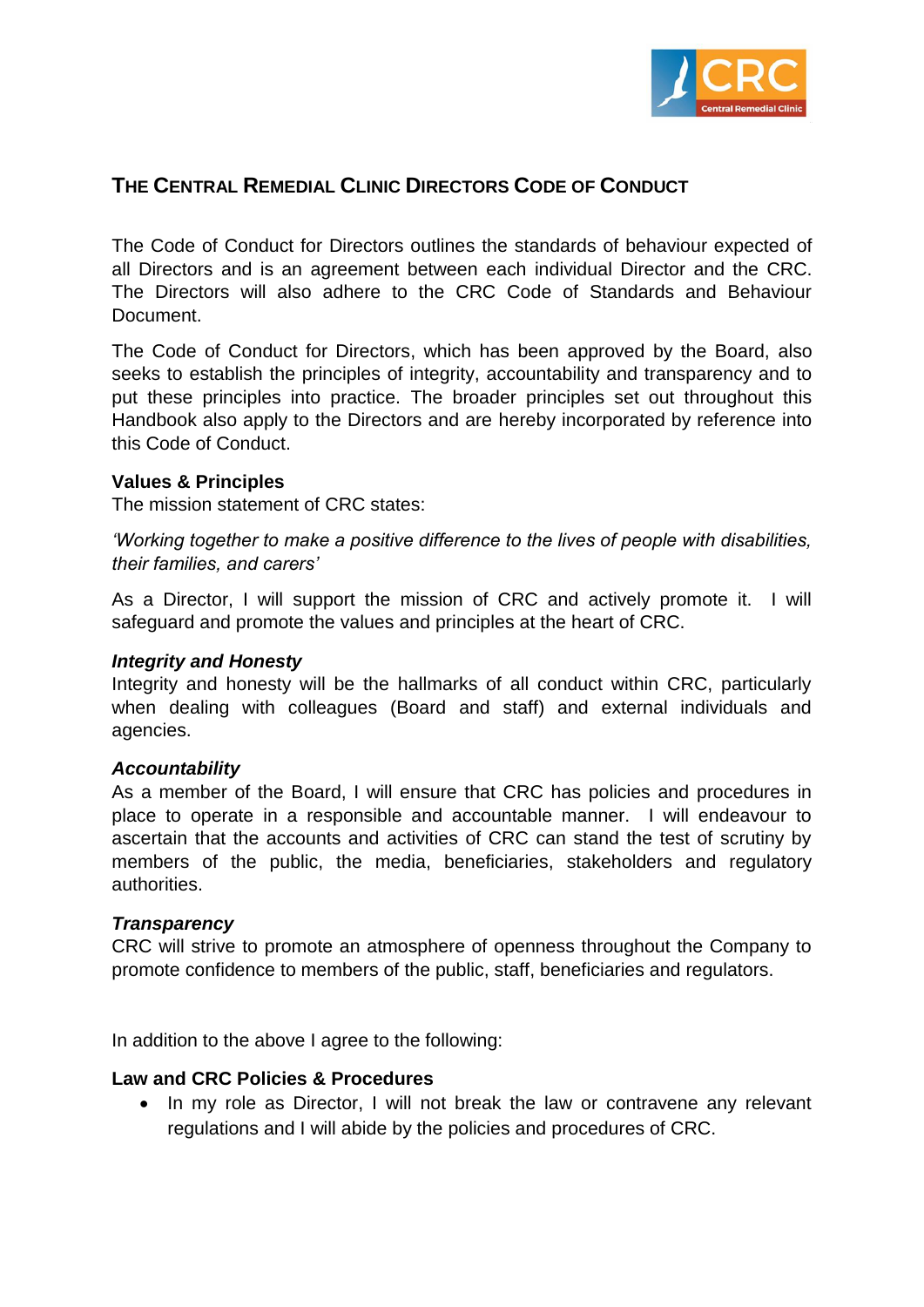# THE CENTRAL REMEDIAL CLINIC DIRECTORS CODE OF CONDUCT

The Code of Conduct for Directors outlines the standards of behaviour expected of all Directors and is an agreement between each individual Director and the CRC. The Directors will also adhere to the CRC Code of Standards and Behaviour Document.

The Code of Conduct for Directors, which has been approved by the Board, also seeks to establish the principles of integrity, accountability and transparency and to put these principles into practice. The broader principles set out throughout this Handbook also apply to the Directors and are hereby incorporated by reference into this Code of Conduct.

**Values & Principles**

The mission statement of CRC states:

*'Working together to make a positive difference to the lives of people with disabilities, their families, and carers'*

As a Director, I will support the mission of CRC and actively promote it. I will safeguard and promote the values and principles at the heart of CRC.

***Integrity and Honesty***

Integrity and honesty will be the hallmarks of all conduct within CRC, particularly when dealing with colleagues (Board and staff) and external individuals and agencies.

***Accountability***

As a member of the Board, I will ensure that CRC has policies and procedures in place to operate in a responsible and accountable manner. I will endeavour to ascertain that the accounts and activities of CRC can stand the test of scrutiny by members of the public, the media, beneficiaries, stakeholders and regulatory authorities.

***Transparency***

CRC will strive to promote an atmosphere of openness throughout the Company to promote confidence to members of the public, staff, beneficiaries and regulators.

In addition to the above I agree to the following:

**Law and CRC Policies & Procedures**

- In my role as Director, I will not break the law or contravene any relevant regulations and I will abide by the policies and procedures of CRC.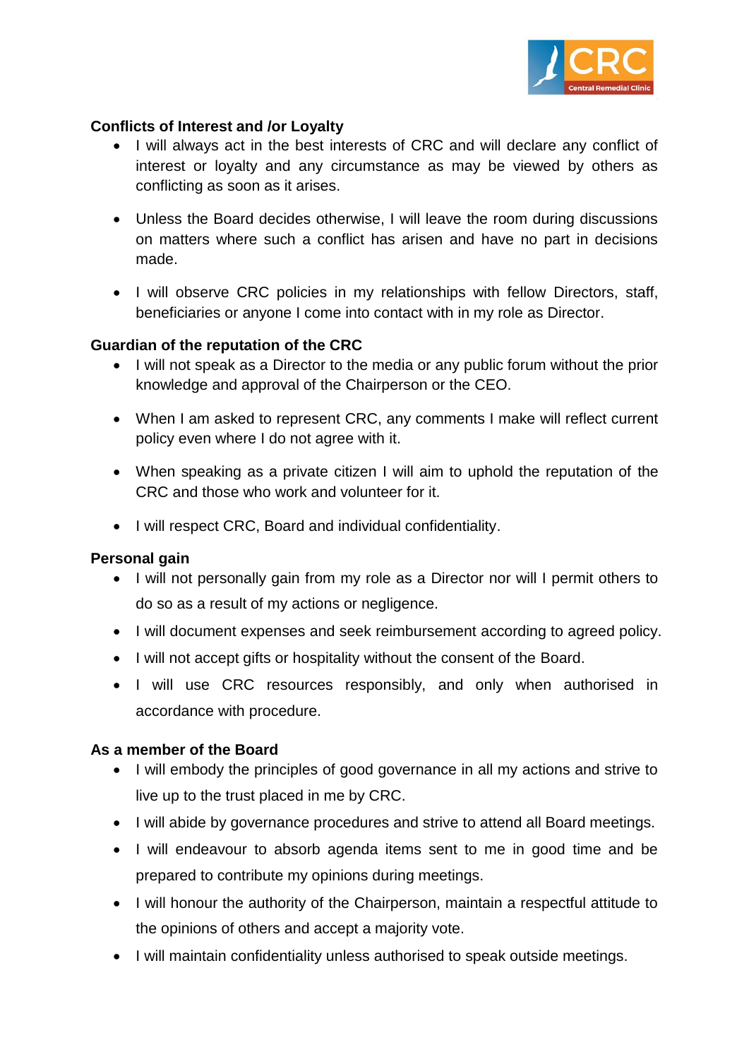**Conflicts of Interest and /or Loyalty**

- I will always act in the best interests of CRC and will declare any conflict of interest or loyalty and any circumstance as may be viewed by others as conflicting as soon as it arises.
- Unless the Board decides otherwise, I will leave the room during discussions on matters where such a conflict has arisen and have no part in decisions made.
- I will observe CRC policies in my relationships with fellow Directors, staff, beneficiaries or anyone I come into contact with in my role as Director.

**Guardian of the reputation of the CRC**

- I will not speak as a Director to the media or any public forum without the prior knowledge and approval of the Chairperson or the CEO.
- When I am asked to represent CRC, any comments I make will reflect current policy even where I do not agree with it.
- When speaking as a private citizen I will aim to uphold the reputation of the CRC and those who work and volunteer for it.
- I will respect CRC, Board and individual confidentiality.

**Personal gain**

- I will not personally gain from my role as a Director nor will I permit others to do so as a result of my actions or negligence.
- I will document expenses and seek reimbursement according to agreed policy.
- I will not accept gifts or hospitality without the consent of the Board.
- I will use CRC resources responsibly, and only when authorised in accordance with procedure.

**As a member of the Board**

- I will embody the principles of good governance in all my actions and strive to live up to the trust placed in me by CRC.
- I will abide by governance procedures and strive to attend all Board meetings.
- I will endeavour to absorb agenda items sent to me in good time and be prepared to contribute my opinions during meetings.
- I will honour the authority of the Chairperson, maintain a respectful attitude to the opinions of others and accept a majority vote.
- I will maintain confidentiality unless authorised to speak outside meetings.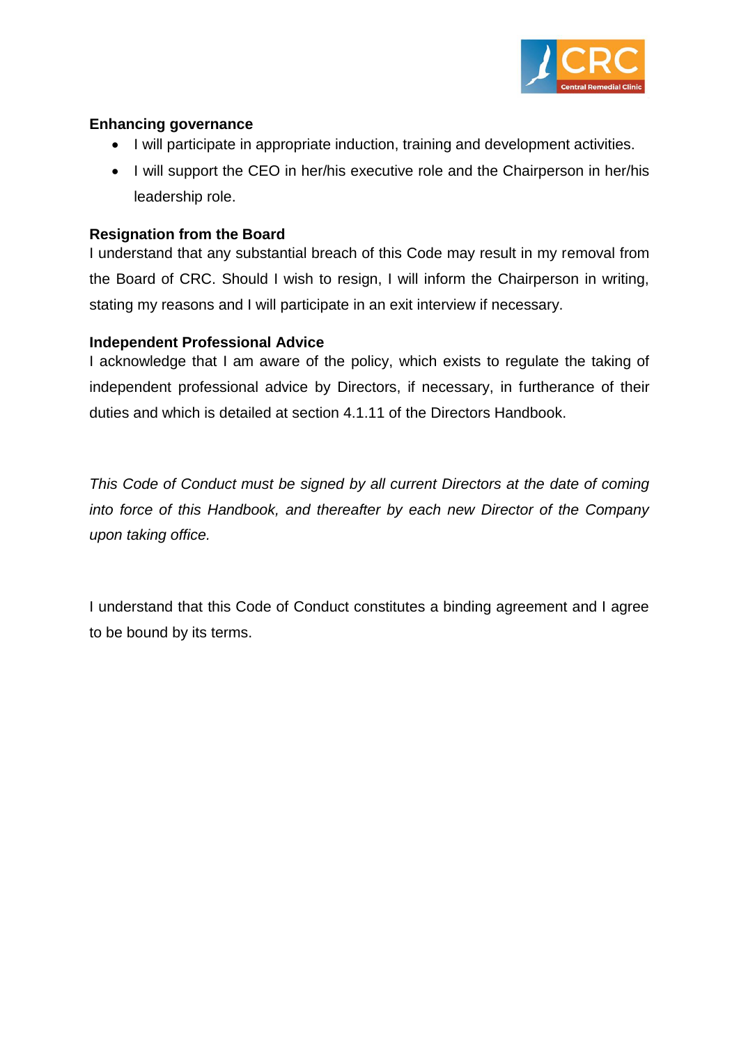**Enhancing governance**

- I will participate in appropriate induction, training and development activities.
- I will support the CEO in her/his executive role and the Chairperson in her/his leadership role.

**Resignation from the Board**

I understand that any substantial breach of this Code may result in my removal from the Board of CRC. Should I wish to resign, I will inform the Chairperson in writing, stating my reasons and I will participate in an exit interview if necessary.

**Independent Professional Advice**

I acknowledge that I am aware of the policy, which exists to regulate the taking of independent professional advice by Directors, if necessary, in furtherance of their duties and which is detailed at section 4.1.11 of the Directors Handbook.

*This Code of Conduct must be signed by all current Directors at the date of coming into force of this Handbook, and thereafter by each new Director of the Company upon taking office.*

I understand that this Code of Conduct constitutes a binding agreement and I agree to be bound by its terms.